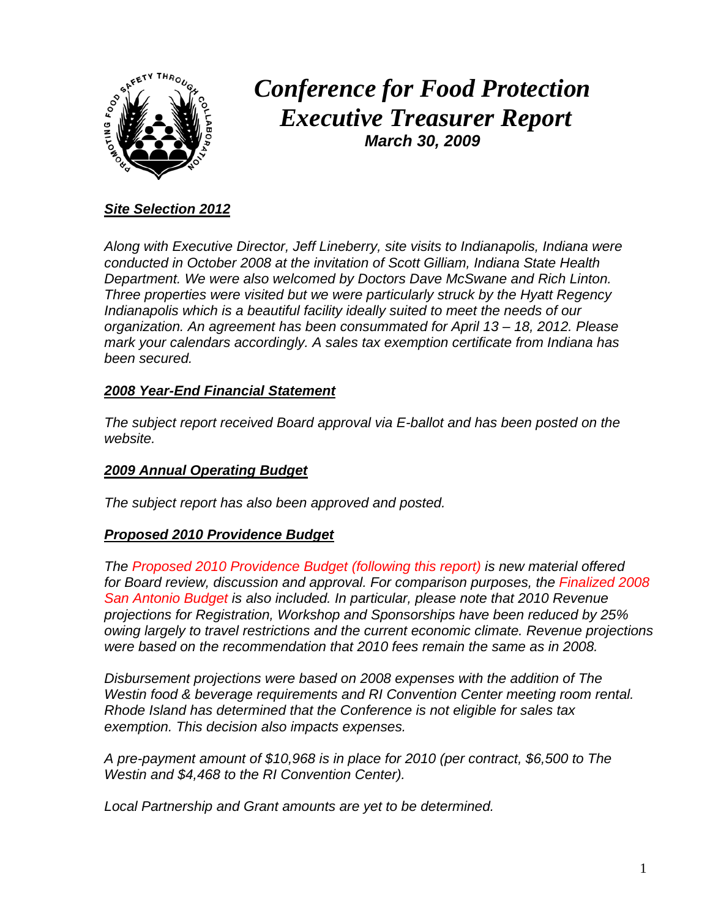# *Conference for Food Protection Executive Treasurer Report*

***March 30, 2009***

## ***Site Selection 2012***

*Along with Executive Director, Jeff Lineberry, site visits to Indianapolis, Indiana were conducted in October 2008 at the invitation of Scott Gilliam, Indiana State Health Department. We were also welcomed by Doctors Dave McSwane and Rich Linton. Three properties were visited but we were particularly struck by the Hyatt Regency Indianapolis which is a beautiful facility ideally suited to meet the needs of our organization. An agreement has been consummated for April 13 – 18, 2012. Please mark your calendars accordingly. A sales tax exemption certificate from Indiana has been secured.*

## ***2008 Year-End Financial Statement***

*The subject report received Board approval via E-ballot and has been posted on the website.*

## ***2009 Annual Operating Budget***

*The subject report has also been approved and posted.*

## ***Proposed 2010 Providence Budget***

*The Proposed 2010 Providence Budget (following this report) is new material offered for Board review, discussion and approval. For comparison purposes, the Finalized 2008 San Antonio Budget is also included. In particular, please note that 2010 Revenue projections for Registration, Workshop and Sponsorships have been reduced by 25% owing largely to travel restrictions and the current economic climate. Revenue projections were based on the recommendation that 2010 fees remain the same as in 2008.*

*Disbursement projections were based on 2008 expenses with the addition of The Westin food & beverage requirements and RI Convention Center meeting room rental. Rhode Island has determined that the Conference is not eligible for sales tax exemption. This decision also impacts expenses.*

*A pre-payment amount of $10,968 is in place for 2010 (per contract, $6,500 to The Westin and $4,468 to the RI Convention Center).*

*Local Partnership and Grant amounts are yet to be determined.*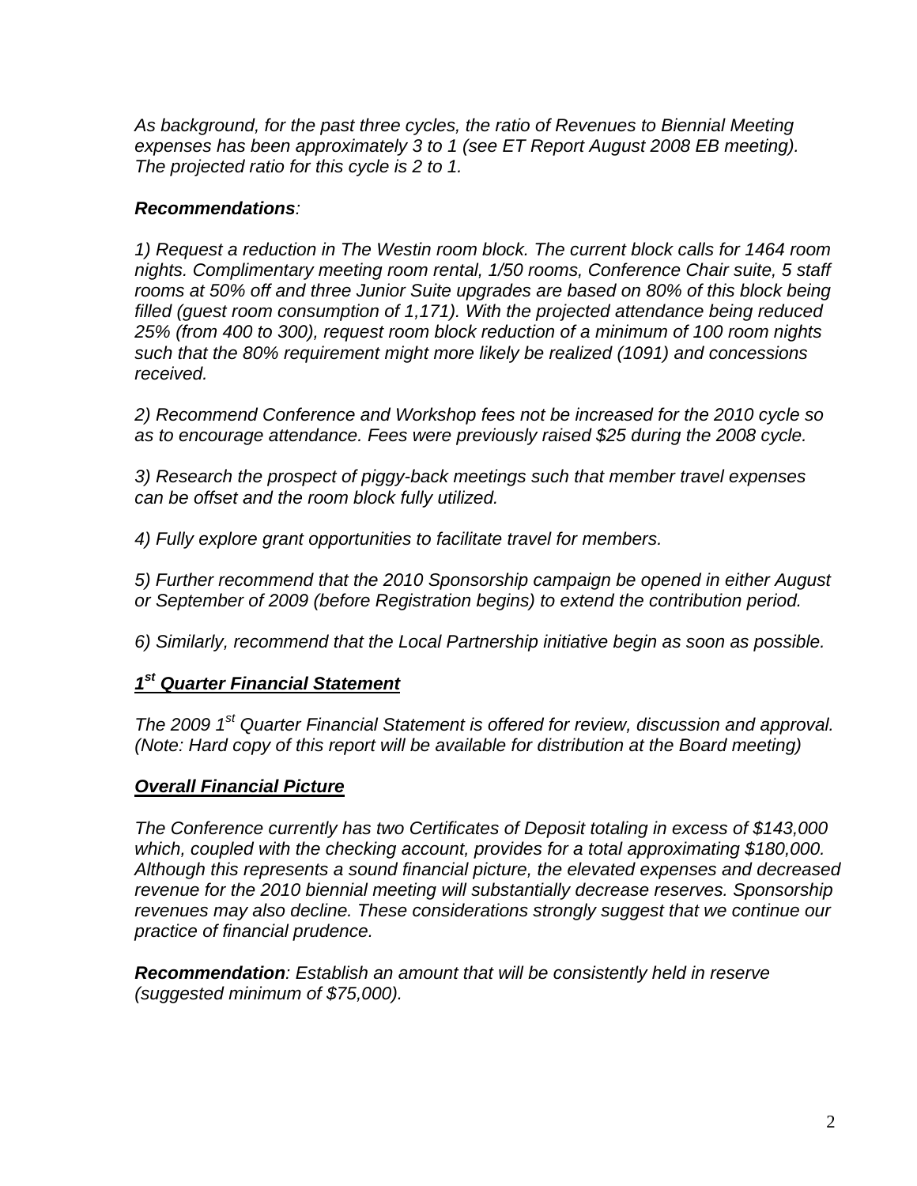*As background, for the past three cycles, the ratio of Revenues to Biennial Meeting expenses has been approximately 3 to 1 (see ET Report August 2008 EB meeting). The projected ratio for this cycle is 2 to 1.*

***Recommendations**:*

*1) Request a reduction in The Westin room block. The current block calls for 1464 room nights. Complimentary meeting room rental, 1/50 rooms, Conference Chair suite, 5 staff rooms at 50% off and three Junior Suite upgrades are based on 80% of this block being filled (guest room consumption of 1,171). With the projected attendance being reduced 25% (from 400 to 300), request room block reduction of a minimum of 100 room nights such that the 80% requirement might more likely be realized (1091) and concessions received.*

*2) Recommend Conference and Workshop fees not be increased for the 2010 cycle so as to encourage attendance. Fees were previously raised $25 during the 2008 cycle.*

*3) Research the prospect of piggy-back meetings such that member travel expenses can be offset and the room block fully utilized.*

*4) Fully explore grant opportunities to facilitate travel for members.*

*5) Further recommend that the 2010 Sponsorship campaign be opened in either August or September of 2009 (before Registration begins) to extend the contribution period.*

*6) Similarly, recommend that the Local Partnership initiative begin as soon as possible.*

## ***1st Quarter Financial Statement***

*The 2009 1st Quarter Financial Statement is offered for review, discussion and approval. (Note: Hard copy of this report will be available for distribution at the Board meeting)*

## ***Overall Financial Picture***

*The Conference currently has two Certificates of Deposit totaling in excess of $143,000 which, coupled with the checking account, provides for a total approximating $180,000. Although this represents a sound financial picture, the elevated expenses and decreased revenue for the 2010 biennial meeting will substantially decrease reserves. Sponsorship revenues may also decline. These considerations strongly suggest that we continue our practice of financial prudence.*

***Recommendation**: Establish an amount that will be consistently held in reserve (suggested minimum of $75,000).*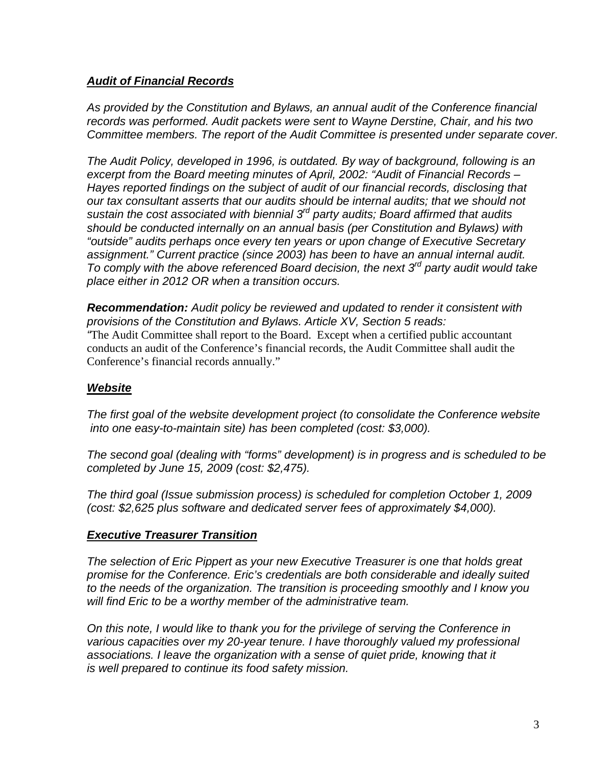***Audit of Financial Records***

*As provided by the Constitution and Bylaws, an annual audit of the Conference financial records was performed. Audit packets were sent to Wayne Derstine, Chair, and his two Committee members. The report of the Audit Committee is presented under separate cover.*

*The Audit Policy, developed in 1996, is outdated. By way of background, following is an excerpt from the Board meeting minutes of April, 2002: "Audit of Financial Records – Hayes reported findings on the subject of audit of our financial records, disclosing that our tax consultant asserts that our audits should be internal audits; that we should not sustain the cost associated with biennial 3rd party audits; Board affirmed that audits should be conducted internally on an annual basis (per Constitution and Bylaws) with "outside" audits perhaps once every ten years or upon change of Executive Secretary assignment." Current practice (since 2003) has been to have an annual internal audit. To comply with the above referenced Board decision, the next 3rd party audit would take place either in 2012 OR when a transition occurs.*

***Recommendation:*** *Audit policy be reviewed and updated to render it consistent with provisions of the Constitution and Bylaws. Article XV, Section 5 reads:*
*"*The Audit Committee shall report to the Board. Except when a certified public accountant conducts an audit of the Conference's financial records, the Audit Committee shall audit the Conference's financial records annually."

***Website***

*The first goal of the website development project (to consolidate the Conference website into one easy-to-maintain site) has been completed (cost: $3,000).*

*The second goal (dealing with "forms" development) is in progress and is scheduled to be completed by June 15, 2009 (cost: $2,475).*

*The third goal (Issue submission process) is scheduled for completion October 1, 2009 (cost: $2,625 plus software and dedicated server fees of approximately $4,000).*

***Executive Treasurer Transition***

*The selection of Eric Pippert as your new Executive Treasurer is one that holds great promise for the Conference. Eric's credentials are both considerable and ideally suited to the needs of the organization. The transition is proceeding smoothly and I know you will find Eric to be a worthy member of the administrative team.*

*On this note, I would like to thank you for the privilege of serving the Conference in various capacities over my 20-year tenure. I have thoroughly valued my professional associations. I leave the organization with a sense of quiet pride, knowing that it is well prepared to continue its food safety mission.*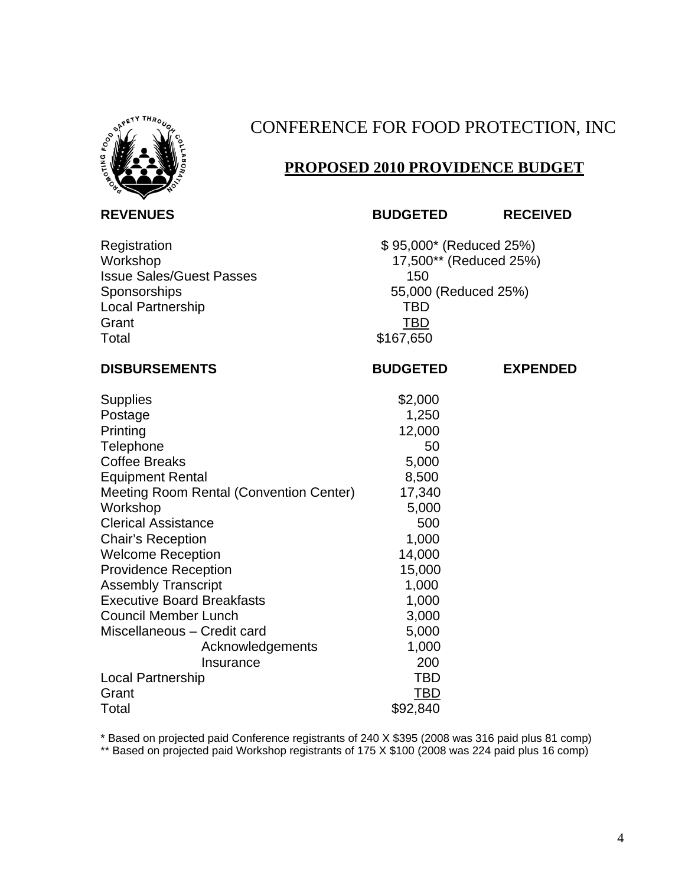# CONFERENCE FOR FOOD PROTECTION, INC

## PROPOSED 2010 PROVIDENCE BUDGET

| REVENUES | BUDGETED | RECEIVED |
|---|---|---|
| Registration | $ 95,000* (Reduced 25%) | |
| Workshop | 17,500** (Reduced 25%) | |
| Issue Sales/Guest Passes | 150 | |
| Sponsorships | 55,000 (Reduced 25%) | |
| Local Partnership | TBD | |
| Grant | TBD | |
| Total | $167,650 | |

| DISBURSEMENTS | BUDGETED | EXPENDED |
|---|---|---|
| Supplies | $2,000 | |
| Postage | 1,250 | |
| Printing | 12,000 | |
| Telephone | 50 | |
| Coffee Breaks | 5,000 | |
| Equipment Rental | 8,500 | |
| Meeting Room Rental (Convention Center) | 17,340 | |
| Workshop | 5,000 | |
| Clerical Assistance | 500 | |
| Chair's Reception | 1,000 | |
| Welcome Reception | 14,000 | |
| Providence Reception | 15,000 | |
| Assembly Transcript | 1,000 | |
| Executive Board Breakfasts | 1,000 | |
| Council Member Lunch | 3,000 | |
| Miscellaneous – Credit card | 5,000 | |
| Acknowledgements | 1,000 | |
| Insurance | 200 | |
| Local Partnership | TBD | |
| Grant | TBD | |
| Total | $92,840 | |

* Based on projected paid Conference registrants of 240 X $395 (2008 was 316 paid plus 81 comp)

** Based on projected paid Workshop registrants of 175 X $100 (2008 was 224 paid plus 16 comp)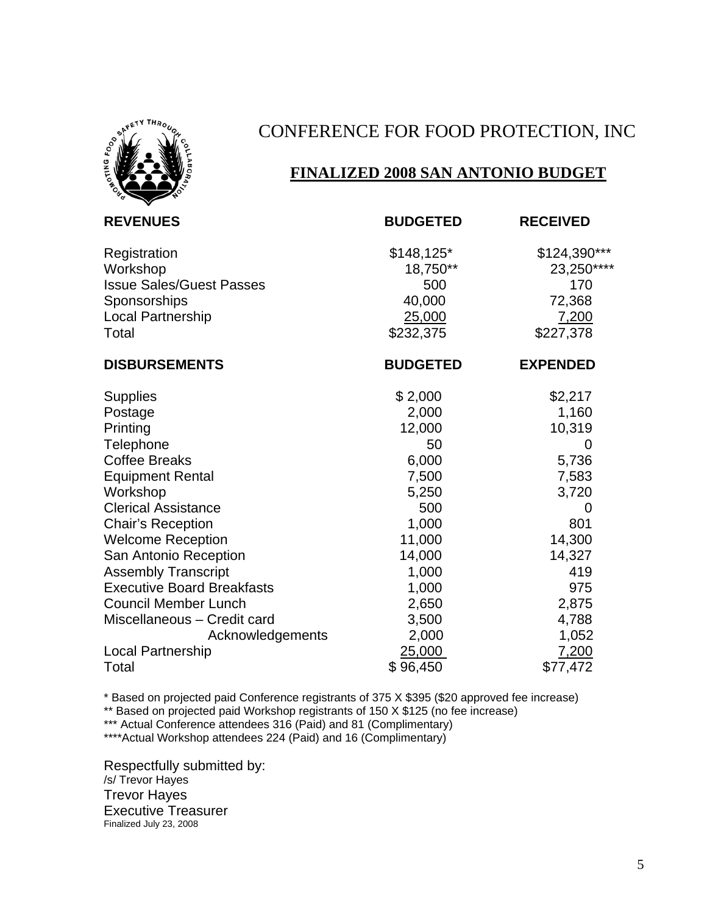# CONFERENCE FOR FOOD PROTECTION, INC

## FINALIZED 2008 SAN ANTONIO BUDGET

| REVENUES | BUDGETED | RECEIVED |
|---|---|---|
| Registration | $148,125* | $124,390*** |
| Workshop | 18,750** | 23,250**** |
| Issue Sales/Guest Passes | 500 | 170 |
| Sponsorships | 40,000 | 72,368 |
| Local Partnership | 25,000 | 7,200 |
| Total | $232,375 | $227,378 |

| DISBURSEMENTS | BUDGETED | EXPENDED |
|---|---|---|
| Supplies | $ 2,000 | $2,217 |
| Postage | 2,000 | 1,160 |
| Printing | 12,000 | 10,319 |
| Telephone | 50 | 0 |
| Coffee Breaks | 6,000 | 5,736 |
| Equipment Rental | 7,500 | 7,583 |
| Workshop | 5,250 | 3,720 |
| Clerical Assistance | 500 | 0 |
| Chair's Reception | 1,000 | 801 |
| Welcome Reception | 11,000 | 14,300 |
| San Antonio Reception | 14,000 | 14,327 |
| Assembly Transcript | 1,000 | 419 |
| Executive Board Breakfasts | 1,000 | 975 |
| Council Member Lunch | 2,650 | 2,875 |
| Miscellaneous – Credit card | 3,500 | 4,788 |
| Acknowledgements | 2,000 | 1,052 |
| Local Partnership | 25,000 | 7,200 |
| Total | $ 96,450 | $77,472 |

* Based on projected paid Conference registrants of 375 X $395 ($20 approved fee increase)
** Based on projected paid Workshop registrants of 150 X $125 (no fee increase)
*** Actual Conference attendees 316 (Paid) and 81 (Complimentary)
****Actual Workshop attendees 224 (Paid) and 16 (Complimentary)

Respectfully submitted by:
/s/ Trevor Hayes
Trevor Hayes
Executive Treasurer
Finalized July 23, 2008